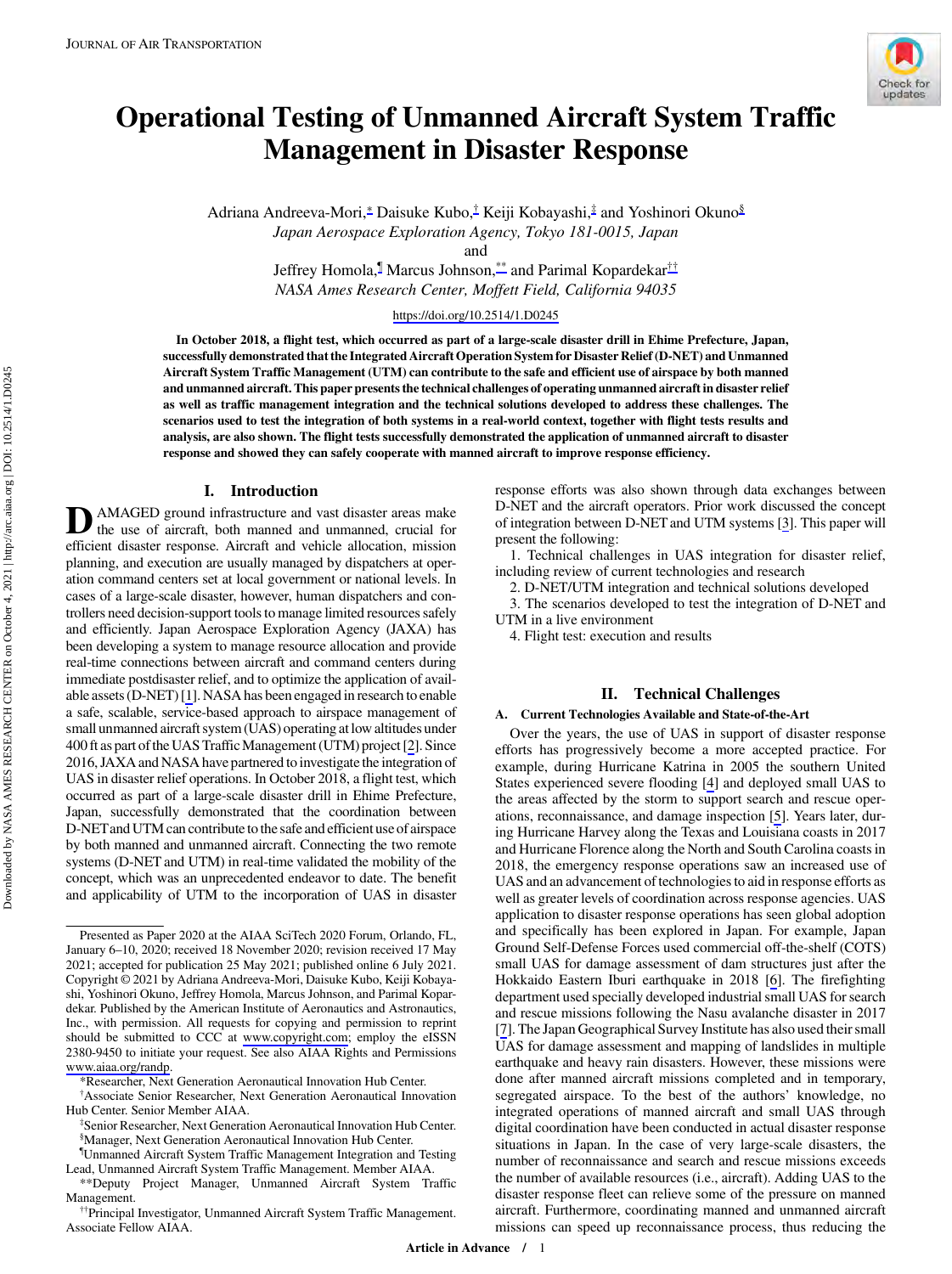# Operational Testing of Unmanned Aircraft System Traffic Management in Disaster Response

Adriana Andreeva-Mori,* Daisuke Kubo,† Keiji Kobayashi,‡ and Yoshinori Okuno§

*Japan Aerospace Exploration Agency, Tokyo 181-0015, Japan*

and

Jeffrey Homola,¶ Marcus Johnson,** and Parimal Kopardekar††

*NASA Ames Research Center, Moffett Field, California 94035*

https://doi.org/10.2514/1.D0245

**In October 2018, a flight test, which occurred as part of a large-scale disaster drill in Ehime Prefecture, Japan, successfully demonstrated that the Integrated Aircraft Operation System for Disaster Relief (D-NET) and Unmanned Aircraft System Traffic Management (UTM) can contribute to the safe and efficient use of airspace by both manned and unmanned aircraft. This paper presents the technical challenges of operating unmanned aircraft in disaster relief as well as traffic management integration and the technical solutions developed to address these challenges. The scenarios used to test the integration of both systems in a real-world context, together with flight tests results and analysis, are also shown. The flight tests successfully demonstrated the application of unmanned aircraft to disaster response and showed they can safely cooperate with manned aircraft to improve response efficiency.**

## I. Introduction

DAMAGED ground infrastructure and vast disaster areas make the use of aircraft, both manned and unmanned, crucial for efficient disaster response. Aircraft and vehicle allocation, mission planning, and execution are usually managed by dispatchers at operation command centers set at local government or national levels. In cases of a large-scale disaster, however, human dispatchers and controllers need decision-support tools to manage limited resources safely and efficiently. Japan Aerospace Exploration Agency (JAXA) has been developing a system to manage resource allocation and provide real-time connections between aircraft and command centers during immediate postdisaster relief, and to optimize the application of available assets (D-NET) [1]. NASA has been engaged in research to enable a safe, scalable, service-based approach to airspace management of small unmanned aircraft system (UAS) operating at low altitudes under 400 ft as part of the UAS Traffic Management (UTM) project [2]. Since 2016, JAXA and NASA have partnered to investigate the integration of UAS in disaster relief operations. In October 2018, a flight test, which occurred as part of a large-scale disaster drill in Ehime Prefecture, Japan, successfully demonstrated that the coordination between D-NET and UTM can contribute to the safe and efficient use of airspace by both manned and unmanned aircraft. Connecting the two remote systems (D-NET and UTM) in real-time validated the mobility of the concept, which was an unprecedented endeavor to date. The benefit and applicability of UTM to the incorporation of UAS in disaster response efforts was also shown through data exchanges between D-NET and the aircraft operators. Prior work discussed the concept of integration between D-NET and UTM systems [3]. This paper will present the following:

1. Technical challenges in UAS integration for disaster relief, including review of current technologies and research
2. D-NET/UTM integration and technical solutions developed
3. The scenarios developed to test the integration of D-NET and UTM in a live environment
4. Flight test: execution and results

## II. Technical Challenges

### A. Current Technologies Available and State-of-the-Art

Over the years, the use of UAS in support of disaster response efforts has progressively become a more accepted practice. For example, during Hurricane Katrina in 2005 the southern United States experienced severe flooding [4] and deployed small UAS to the areas affected by the storm to support search and rescue operations, reconnaissance, and damage inspection [5]. Years later, during Hurricane Harvey along the Texas and Louisiana coasts in 2017 and Hurricane Florence along the North and South Carolina coasts in 2018, the emergency response operations saw an increased use of UAS and an advancement of technologies to aid in response efforts as well as greater levels of coordination across response agencies. UAS application to disaster response operations has seen global adoption and specifically has been explored in Japan. For example, Japan Ground Self-Defense Forces used commercial off-the-shelf (COTS) small UAS for damage assessment of dam structures just after the Hokkaido Eastern Iburi earthquake in 2018 [6]. The firefighting department used specially developed industrial small UAS for search and rescue missions following the Nasu avalanche disaster in 2017 [7]. The Japan Geographical Survey Institute has also used their small UAS for damage assessment and mapping of landslides in multiple earthquake and heavy rain disasters. However, these missions were done after manned aircraft missions completed and in temporary, segregated airspace. To the best of the authors' knowledge, no integrated operations of manned aircraft and small UAS through digital coordination have been conducted in actual disaster response situations in Japan. In the case of very large-scale disasters, the number of reconnaissance and search and rescue missions exceeds the number of available resources (i.e., aircraft). Adding UAS to the disaster response fleet can relieve some of the pressure on manned aircraft. Furthermore, coordinating manned and unmanned aircraft missions can speed up reconnaissance process, thus reducing the

---

Presented as Paper 2020 at the AIAA SciTech 2020 Forum, Orlando, FL, January 6–10, 2020; received 18 November 2020; revision received 17 May 2021; accepted for publication 25 May 2021; published online 6 July 2021. Copyright © 2021 by Adriana Andreeva-Mori, Daisuke Kubo, Keiji Kobayashi, Yoshinori Okuno, Jeffrey Homola, Marcus Johnson, and Parimal Kopardekar. Published by the American Institute of Aeronautics and Astronautics, Inc., with permission. All requests for copying and permission to reprint should be submitted to CCC at www.copyright.com; employ the eISSN 2380-9450 to initiate your request. See also AIAA Rights and Permissions www.aiaa.org/randp.

*Researcher, Next Generation Aeronautical Innovation Hub Center.

†Associate Senior Researcher, Next Generation Aeronautical Innovation Hub Center. Senior Member AIAA.

‡Senior Researcher, Next Generation Aeronautical Innovation Hub Center.

§Manager, Next Generation Aeronautical Innovation Hub Center.

¶Unmanned Aircraft System Traffic Management Integration and Testing Lead, Unmanned Aircraft System Traffic Management. Member AIAA.

**Deputy Project Manager, Unmanned Aircraft System Traffic Management.

††Principal Investigator, Unmanned Aircraft System Traffic Management. Associate Fellow AIAA.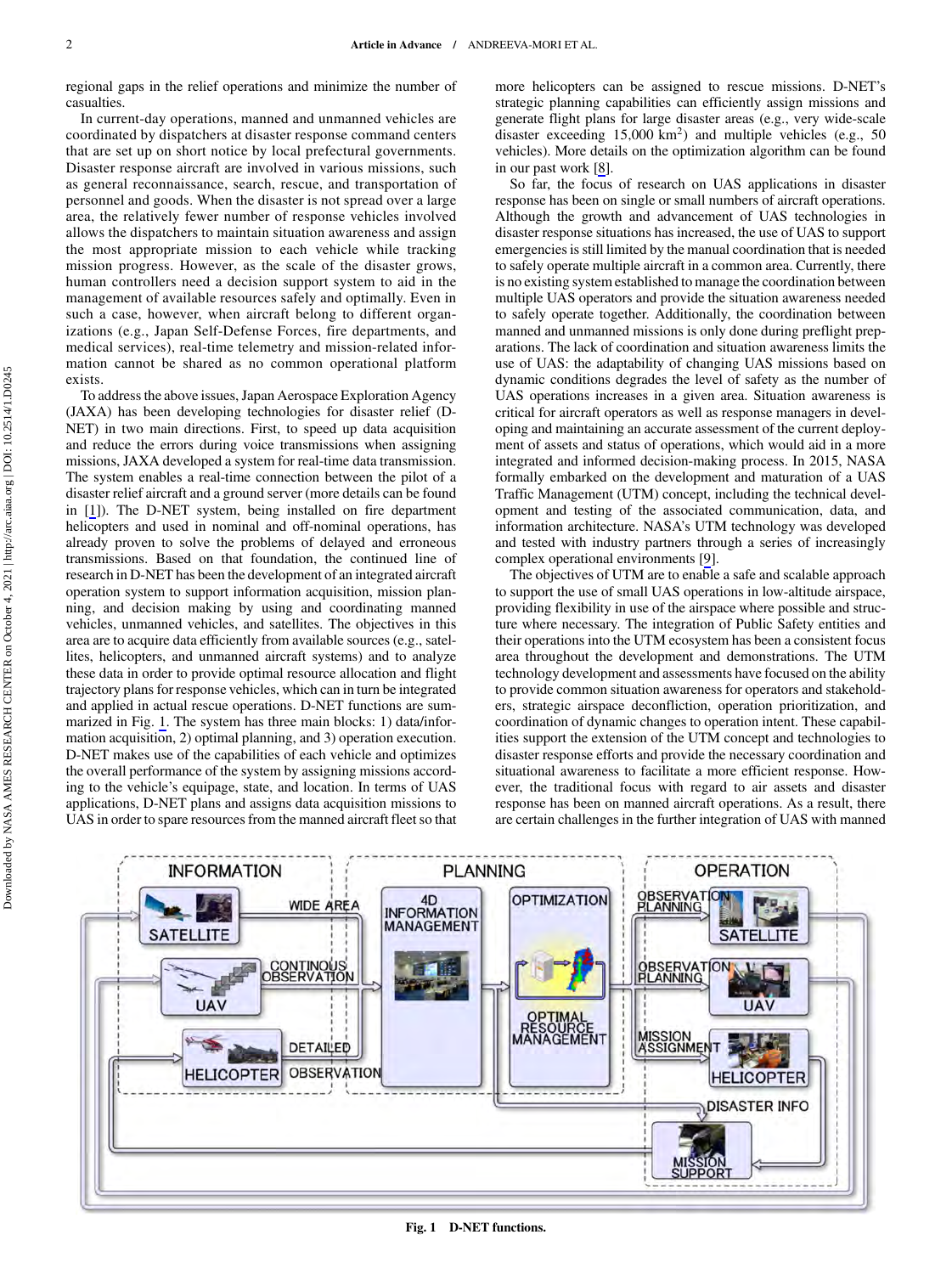regional gaps in the relief operations and minimize the number of casualties.

In current-day operations, manned and unmanned vehicles are coordinated by dispatchers at disaster response command centers that are set up on short notice by local prefectural governments. Disaster response aircraft are involved in various missions, such as general reconnaissance, search, rescue, and transportation of personnel and goods. When the disaster is not spread over a large area, the relatively fewer number of response vehicles involved allows the dispatchers to maintain situation awareness and assign the most appropriate mission to each vehicle while tracking mission progress. However, as the scale of the disaster grows, human controllers need a decision support system to aid in the management of available resources safely and optimally. Even in such a case, however, when aircraft belong to different organizations (e.g., Japan Self-Defense Forces, fire departments, and medical services), real-time telemetry and mission-related information cannot be shared as no common operational platform exists.

To address the above issues, Japan Aerospace Exploration Agency (JAXA) has been developing technologies for disaster relief (D-NET) in two main directions. First, to speed up data acquisition and reduce the errors during voice transmissions when assigning missions, JAXA developed a system for real-time data transmission. The system enables a real-time connection between the pilot of a disaster relief aircraft and a ground server (more details can be found in [1]). The D-NET system, being installed on fire department helicopters and used in nominal and off-nominal operations, has already proven to solve the problems of delayed and erroneous transmissions. Based on that foundation, the continued line of research in D-NET has been the development of an integrated aircraft operation system to support information acquisition, mission planning, and decision making by using and coordinating manned vehicles, unmanned vehicles, and satellites. The objectives in this area are to acquire data efficiently from available sources (e.g., satellites, helicopters, and unmanned aircraft systems) and to analyze these data in order to provide optimal resource allocation and flight trajectory plans for response vehicles, which can in turn be integrated and applied in actual rescue operations. D-NET functions are summarized in Fig. 1. The system has three main blocks: 1) data/information acquisition, 2) optimal planning, and 3) operation execution. D-NET makes use of the capabilities of each vehicle and optimizes the overall performance of the system by assigning missions according to the vehicle's equipage, state, and location. In terms of UAS applications, D-NET plans and assigns data acquisition missions to UAS in order to spare resources from the manned aircraft fleet so that more helicopters can be assigned to rescue missions. D-NET's strategic planning capabilities can efficiently assign missions and generate flight plans for large disaster areas (e.g., very wide-scale disaster exceeding 15,000 $km^2$) and multiple vehicles (e.g., 50 vehicles). More details on the optimization algorithm can be found in our past work [8].

So far, the focus of research on UAS applications in disaster response has been on single or small numbers of aircraft operations. Although the growth and advancement of UAS technologies in disaster response situations has increased, the use of UAS to support emergencies is still limited by the manual coordination that is needed to safely operate multiple aircraft in a common area. Currently, there is no existing system established to manage the coordination between multiple UAS operators and provide the situation awareness needed to safely operate together. Additionally, the coordination between manned and unmanned missions is only done during preflight preparations. The lack of coordination and situation awareness limits the use of UAS: the adaptability of changing UAS missions based on dynamic conditions degrades the level of safety as the number of UAS operations increases in a given area. Situation awareness is critical for aircraft operators as well as response managers in developing and maintaining an accurate assessment of the current deployment of assets and status of operations, which would aid in a more integrated and informed decision-making process. In 2015, NASA formally embarked on the development and maturation of a UAS Traffic Management (UTM) concept, including the technical development and testing of the associated communication, data, and information architecture. NASA's UTM technology was developed and tested with industry partners through a series of increasingly complex operational environments [9].

The objectives of UTM are to enable a safe and scalable approach to support the use of small UAS operations in low-altitude airspace, providing flexibility in use of the airspace where possible and structure where necessary. The integration of Public Safety entities and their operations into the UTM ecosystem has been a consistent focus area throughout the development and demonstrations. The UTM technology development and assessments have focused on the ability to provide common situation awareness for operators and stakeholders, strategic airspace deconfliction, operation prioritization, and coordination of dynamic changes to operation intent. These capabilities support the extension of the UTM concept and technologies to disaster response efforts and provide the necessary coordination and situational awareness to facilitate a more efficient response. However, the traditional focus with regard to air assets and disaster response has been on manned aircraft operations. As a result, there are certain challenges in the further integration of UAS with manned

**Fig. 1 D-NET functions.**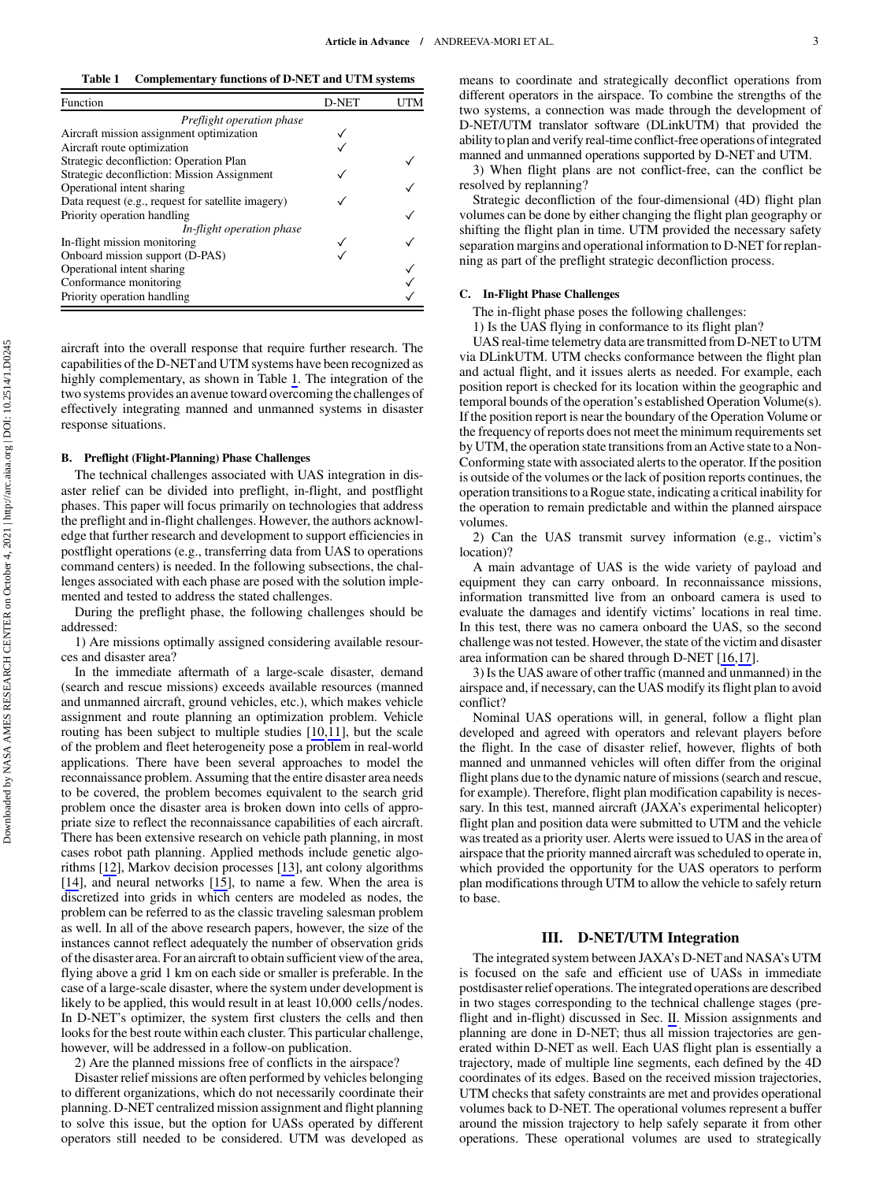**Table 1 Complementary functions of D-NET and UTM systems**

| Function | D-NET | UTM |
|---|---|---|
| *Preflight operation phase* | | |
| Aircraft mission assignment optimization | ✓ | |
| Aircraft route optimization | ✓ | |
| Strategic deconfliction: Operation Plan | | ✓ |
| Strategic deconfliction: Mission Assignment | ✓ | |
| Operational intent sharing | | ✓ |
| Data request (e.g., request for satellite imagery) | ✓ | |
| Priority operation handling | | ✓ |
| *In-flight operation phase* | | |
| In-flight mission monitoring | ✓ | ✓ |
| Onboard mission support (D-PAS) | ✓ | |
| Operational intent sharing | | ✓ |
| Conformance monitoring | | ✓ |
| Priority operation handling | | ✓ |

aircraft into the overall response that require further research. The capabilities of the D-NET and UTM systems have been recognized as highly complementary, as shown in Table 1. The integration of the two systems provides an avenue toward overcoming the challenges of effectively integrating manned and unmanned systems in disaster response situations.

### B. Preflight (Flight-Planning) Phase Challenges

The technical challenges associated with UAS integration in disaster relief can be divided into preflight, in-flight, and postflight phases. This paper will focus primarily on technologies that address the preflight and in-flight challenges. However, the authors acknowledge that further research and development to support efficiencies in postflight operations (e.g., transferring data from UAS to operations command centers) is needed. In the following subsections, the challenges associated with each phase are posed with the solution implemented and tested to address the stated challenges.

During the preflight phase, the following challenges should be addressed:

1) Are missions optimally assigned considering available resources and disaster area?

In the immediate aftermath of a large-scale disaster, demand (search and rescue missions) exceeds available resources (manned and unmanned aircraft, ground vehicles, etc.), which makes vehicle assignment and route planning an optimization problem. Vehicle routing has been subject to multiple studies [10,11], but the scale of the problem and fleet heterogeneity pose a problem in real-world applications. There have been several approaches to model the reconnaissance problem. Assuming that the entire disaster area needs to be covered, the problem becomes equivalent to the search grid problem once the disaster area is broken down into cells of appropriate size to reflect the reconnaissance capabilities of each aircraft. There has been extensive research on vehicle path planning, in most cases robot path planning. Applied methods include genetic algorithms [12], Markov decision processes [13], ant colony algorithms [14], and neural networks [15], to name a few. When the area is discretized into grids in which centers are modeled as nodes, the problem can be referred to as the classic traveling salesman problem as well. In all of the above research papers, however, the size of the instances cannot reflect adequately the number of observation grids of the disaster area. For an aircraft to obtain sufficient view of the area, flying above a grid 1 km on each side or smaller is preferable. In the case of a large-scale disaster, where the system under development is likely to be applied, this would result in at least 10,000 cells/nodes. In D-NET's optimizer, the system first clusters the cells and then looks for the best route within each cluster. This particular challenge, however, will be addressed in a follow-on publication.

2) Are the planned missions free of conflicts in the airspace?

Disaster relief missions are often performed by vehicles belonging to different organizations, which do not necessarily coordinate their planning. D-NET centralized mission assignment and flight planning to solve this issue, but the option for UASs operated by different operators still needed to be considered. UTM was developed as means to coordinate and strategically deconflict operations from different operators in the airspace. To combine the strengths of the two systems, a connection was made through the development of D-NET/UTM translator software (DLinkUTM) that provided the ability to plan and verify real-time conflict-free operations of integrated manned and unmanned operations supported by D-NET and UTM.

3) When flight plans are not conflict-free, can the conflict be resolved by replanning?

Strategic deconfliction of the four-dimensional (4D) flight plan volumes can be done by either changing the flight plan geography or shifting the flight plan in time. UTM provided the necessary safety separation margins and operational information to D-NET for replanning as part of the preflight strategic deconfliction process.

### C. In-Flight Phase Challenges

The in-flight phase poses the following challenges:

1) Is the UAS flying in conformance to its flight plan?

UAS real-time telemetry data are transmitted from D-NET to UTM via DLinkUTM. UTM checks conformance between the flight plan and actual flight, and it issues alerts as needed. For example, each position report is checked for its location within the geographic and temporal bounds of the operation's established Operation Volume(s). If the position report is near the boundary of the Operation Volume or the frequency of reports does not meet the minimum requirements set by UTM, the operation state transitions from an Active state to a Non-Conforming state with associated alerts to the operator. If the position is outside of the volumes or the lack of position reports continues, the operation transitions to a Rogue state, indicating a critical inability for the operation to remain predictable and within the planned airspace volumes.

2) Can the UAS transmit survey information (e.g., victim's location)?

A main advantage of UAS is the wide variety of payload and equipment they can carry onboard. In reconnaissance missions, information transmitted live from an onboard camera is used to evaluate the damages and identify victims' locations in real time. In this test, there was no camera onboard the UAS, so the second challenge was not tested. However, the state of the victim and disaster area information can be shared through D-NET [16,17].

3) Is the UAS aware of other traffic (manned and unmanned) in the airspace and, if necessary, can the UAS modify its flight plan to avoid conflict?

Nominal UAS operations will, in general, follow a flight plan developed and agreed with operators and relevant players before the flight. In the case of disaster relief, however, flights of both manned and unmanned vehicles will often differ from the original flight plans due to the dynamic nature of missions (search and rescue, for example). Therefore, flight plan modification capability is necessary. In this test, manned aircraft (JAXA's experimental helicopter) flight plan and position data were submitted to UTM and the vehicle was treated as a priority user. Alerts were issued to UAS in the area of airspace that the priority manned aircraft was scheduled to operate in, which provided the opportunity for the UAS operators to perform plan modifications through UTM to allow the vehicle to safely return to base.

## III. D-NET/UTM Integration

The integrated system between JAXA's D-NET and NASA's UTM is focused on the safe and efficient use of UASs in immediate postdisaster relief operations. The integrated operations are described in two stages corresponding to the technical challenge stages (preflight and in-flight) discussed in Sec. II. Mission assignments and planning are done in D-NET; thus all mission trajectories are generated within D-NET as well. Each UAS flight plan is essentially a trajectory, made of multiple line segments, each defined by the 4D coordinates of its edges. Based on the received mission trajectories, UTM checks that safety constraints are met and provides operational volumes back to D-NET. The operational volumes represent a buffer around the mission trajectory to help safely separate it from other operations. These operational volumes are used to strategically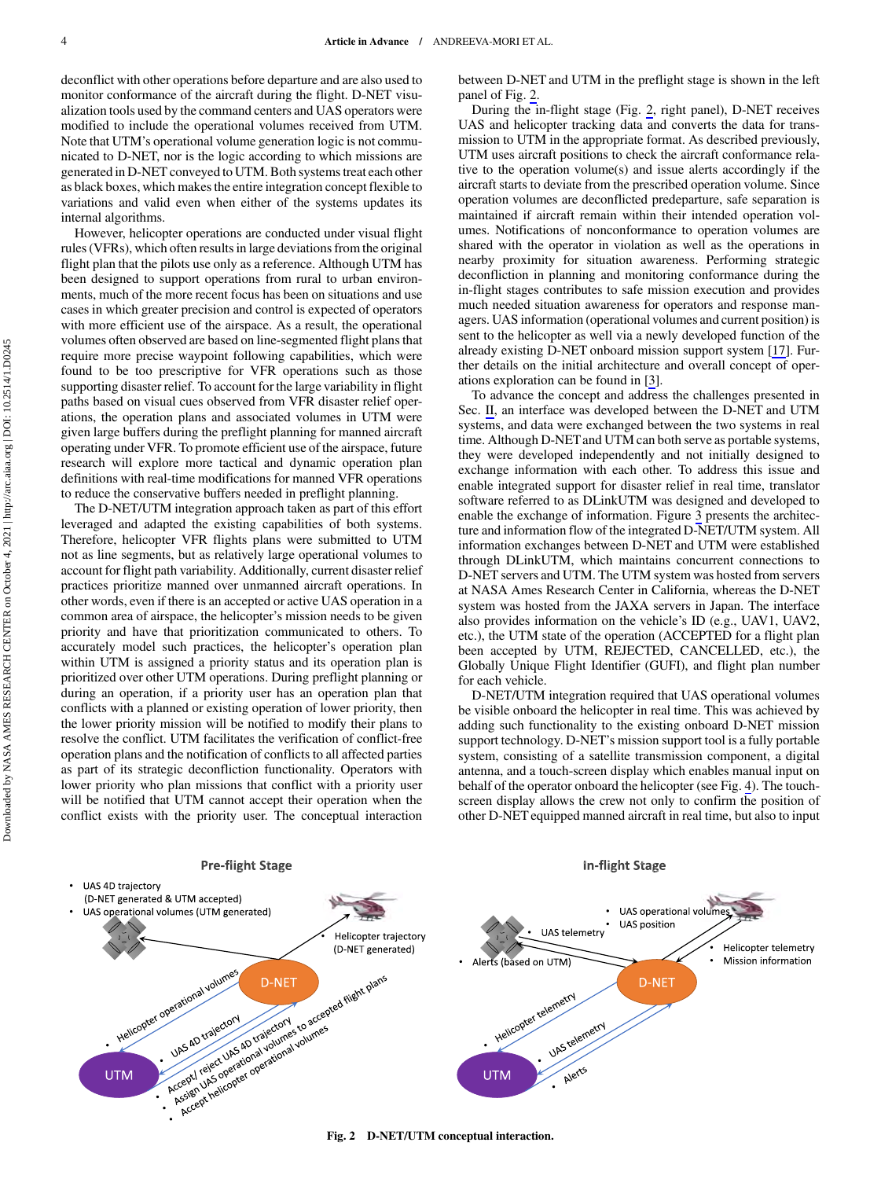deconflict with other operations before departure and are also used to monitor conformance of the aircraft during the flight. D-NET visualization tools used by the command centers and UAS operators were modified to include the operational volumes received from UTM. Note that UTM's operational volume generation logic is not communicated to D-NET, nor is the logic according to which missions are generated in D-NET conveyed to UTM. Both systems treat each other as black boxes, which makes the entire integration concept flexible to variations and valid even when either of the systems updates its internal algorithms.

However, helicopter operations are conducted under visual flight rules (VFRs), which often results in large deviations from the original flight plan that the pilots use only as a reference. Although UTM has been designed to support operations from rural to urban environments, much of the more recent focus has been on situations and use cases in which greater precision and control is expected of operators with more efficient use of the airspace. As a result, the operational volumes often observed are based on line-segmented flight plans that require more precise waypoint following capabilities, which were found to be too prescriptive for VFR operations such as those supporting disaster relief. To account for the large variability in flight paths based on visual cues observed from VFR disaster relief operations, the operation plans and associated volumes in UTM were given large buffers during the preflight planning for manned aircraft operating under VFR. To promote efficient use of the airspace, future research will explore more tactical and dynamic operation plan definitions with real-time modifications for manned VFR operations to reduce the conservative buffers needed in preflight planning.

The D-NET/UTM integration approach taken as part of this effort leveraged and adapted the existing capabilities of both systems. Therefore, helicopter VFR flights plans were submitted to UTM not as line segments, but as relatively large operational volumes to account for flight path variability. Additionally, current disaster relief practices prioritize manned over unmanned aircraft operations. In other words, even if there is an accepted or active UAS operation in a common area of airspace, the helicopter's mission needs to be given priority and have that prioritization communicated to others. To accurately model such practices, the helicopter's operation plan within UTM is assigned a priority status and its operation plan is prioritized over other UTM operations. During preflight planning or during an operation, if a priority user has an operation plan that conflicts with a planned or existing operation of lower priority, then the lower priority mission will be notified to modify their plans to resolve the conflict. UTM facilitates the verification of conflict-free operation plans and the notification of conflicts to all affected parties as part of its strategic deconfliction functionality. Operators with lower priority who plan missions that conflict with a priority user will be notified that UTM cannot accept their operation when the conflict exists with the priority user. The conceptual interaction between D-NET and UTM in the preflight stage is shown in the left panel of Fig. 2.

During the in-flight stage (Fig. 2, right panel), D-NET receives UAS and helicopter tracking data and converts the data for transmission to UTM in the appropriate format. As described previously, UTM uses aircraft positions to check the aircraft conformance relative to the operation volume(s) and issue alerts accordingly if the aircraft starts to deviate from the prescribed operation volume. Since operation volumes are deconflicted predeparture, safe separation is maintained if aircraft remain within their intended operation volumes. Notifications of nonconformance to operation volumes are shared with the operator in violation as well as the operations in nearby proximity for situation awareness. Performing strategic deconfliction in planning and monitoring conformance during the in-flight stages contributes to safe mission execution and provides much needed situation awareness for operators and response managers. UAS information (operational volumes and current position) is sent to the helicopter as well via a newly developed function of the already existing D-NET onboard mission support system [17]. Further details on the initial architecture and overall concept of operations exploration can be found in [3].

To advance the concept and address the challenges presented in Sec. II, an interface was developed between the D-NET and UTM systems, and data were exchanged between the two systems in real time. Although D-NET and UTM can both serve as portable systems, they were developed independently and not initially designed to exchange information with each other. To address this issue and enable integrated support for disaster relief in real time, translator software referred to as DLinkUTM was designed and developed to enable the exchange of information. Figure 3 presents the architecture and information flow of the integrated D-NET/UTM system. All information exchanges between D-NET and UTM were established through DLinkUTM, which maintains concurrent connections to D-NET servers and UTM. The UTM system was hosted from servers at NASA Ames Research Center in California, whereas the D-NET system was hosted from the JAXA servers in Japan. The interface also provides information on the vehicle's ID (e.g., UAV1, UAV2, etc.), the UTM state of the operation (ACCEPTED for a flight plan been accepted by UTM, REJECTED, CANCELLED, etc.), the Globally Unique Flight Identifier (GUFI), and flight plan number for each vehicle.

D-NET/UTM integration required that UAS operational volumes be visible onboard the helicopter in real time. This was achieved by adding such functionality to the existing onboard D-NET mission support technology. D-NET's mission support tool is a fully portable system, consisting of a satellite transmission component, a digital antenna, and a touch-screen display which enables manual input on behalf of the operator onboard the helicopter (see Fig. 4). The touch-screen display allows the crew not only to confirm the position of other D-NET equipped manned aircraft in real time, but also to input

**Fig. 2 D-NET/UTM conceptual interaction.**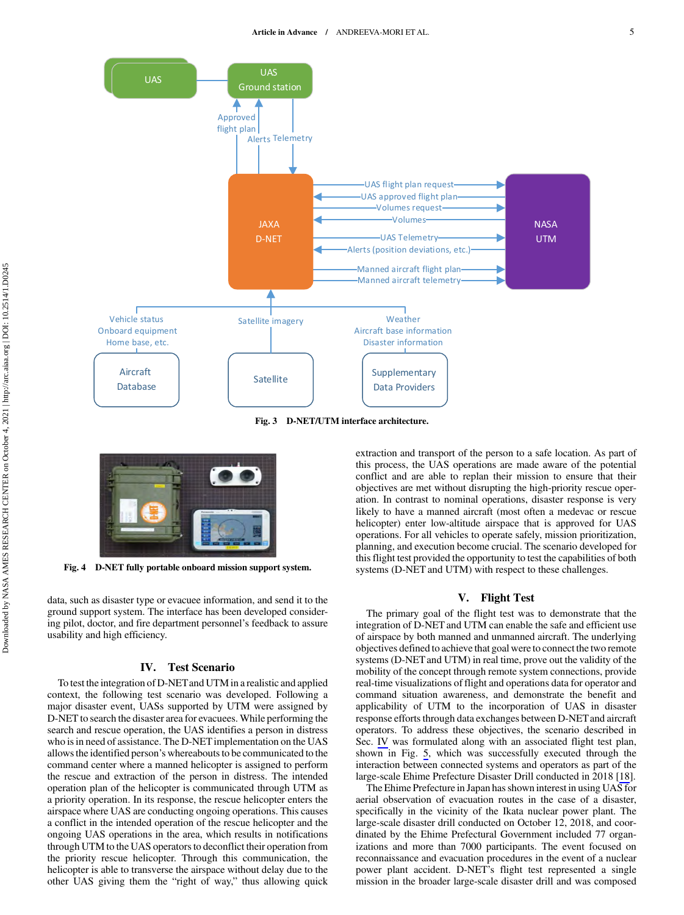Fig. 3 D-NET/UTM interface architecture.

Fig. 4 D-NET fully portable onboard mission support system.

data, such as disaster type or evacuee information, and send it to the ground support system. The interface has been developed considering pilot, doctor, and fire department personnel's feedback to assure usability and high efficiency.

## IV. Test Scenario

To test the integration of D-NET and UTM in a realistic and applied context, the following test scenario was developed. Following a major disaster event, UASs supported by UTM were assigned by D-NET to search the disaster area for evacuees. While performing the search and rescue operation, the UAS identifies a person in distress who is in need of assistance. The D-NET implementation on the UAS allows the identified person's whereabouts to be communicated to the command center where a manned helicopter is assigned to perform the rescue and extraction of the person in distress. The intended operation plan of the helicopter is communicated through UTM as a priority operation. In its response, the rescue helicopter enters the airspace where UAS are conducting ongoing operations. This causes a conflict in the intended operation of the rescue helicopter and the ongoing UAS operations in the area, which results in notifications through UTM to the UAS operators to deconflict their operation from the priority rescue helicopter. Through this communication, the helicopter is able to transverse the airspace without delay due to the other UAS giving them the "right of way," thus allowing quick extraction and transport of the person to a safe location. As part of this process, the UAS operations are made aware of the potential conflict and are able to replan their mission to ensure that their objectives are met without disrupting the high-priority rescue operation. In contrast to nominal operations, disaster response is very likely to have a manned aircraft (most often a medevac or rescue helicopter) enter low-altitude airspace that is approved for UAS operations. For all vehicles to operate safely, mission prioritization, planning, and execution become crucial. The scenario developed for this flight test provided the opportunity to test the capabilities of both systems (D-NET and UTM) with respect to these challenges.

## V. Flight Test

The primary goal of the flight test was to demonstrate that the integration of D-NET and UTM can enable the safe and efficient use of airspace by both manned and unmanned aircraft. The underlying objectives defined to achieve that goal were to connect the two remote systems (D-NET and UTM) in real time, prove out the validity of the mobility of the concept through remote system connections, provide real-time visualizations of flight and operations data for operator and command situation awareness, and demonstrate the benefit and applicability of UTM to the incorporation of UAS in disaster response efforts through data exchanges between D-NET and aircraft operators. To address these objectives, the scenario described in Sec. IV was formulated along with an associated flight test plan, shown in Fig. 5, which was successfully executed through the interaction between connected systems and operators as part of the large-scale Ehime Prefecture Disaster Drill conducted in 2018 [18].

The Ehime Prefecture in Japan has shown interest in using UAS for aerial observation of evacuation routes in the case of a disaster, specifically in the vicinity of the Ikata nuclear power plant. The large-scale disaster drill conducted on October 12, 2018, and coordinated by the Ehime Prefectural Government included 77 organizations and more than 7000 participants. The event focused on reconnaissance and evacuation procedures in the event of a nuclear power plant accident. D-NET's flight test represented a single mission in the broader large-scale disaster drill and was composed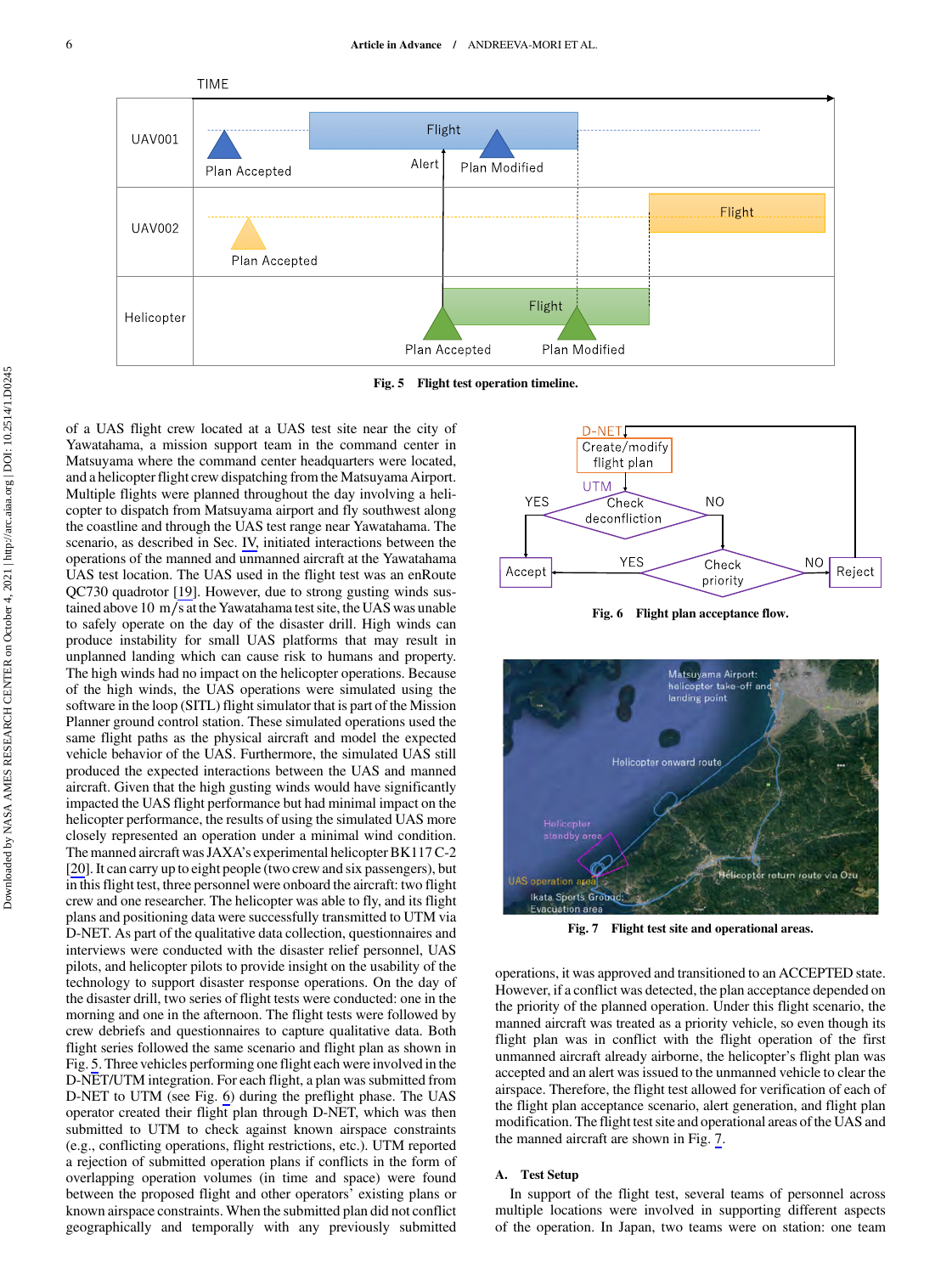Fig. 5 Flight test operation timeline.

of a UAS flight crew located at a UAS test site near the city of Yawatahama, a mission support team in the command center in Matsuyama where the command center headquarters were located, and a helicopter flight crew dispatching from the Matsuyama Airport. Multiple flights were planned throughout the day involving a helicopter to dispatch from Matsuyama airport and fly southwest along the coastline and through the UAS test range near Yawatahama. The scenario, as described in Sec. IV, initiated interactions between the operations of the manned and unmanned aircraft at the Yawatahama UAS test location. The UAS used in the flight test was an enRoute QC730 quadrotor [19]. However, due to strong gusting winds sustained above 10 m/s at the Yawatahama test site, the UAS was unable to safely operate on the day of the disaster drill. High winds can produce instability for small UAS platforms that may result in unplanned landing which can cause risk to humans and property. The high winds had no impact on the helicopter operations. Because of the high winds, the UAS operations were simulated using the software in the loop (SITL) flight simulator that is part of the Mission Planner ground control station. These simulated operations used the same flight paths as the physical aircraft and model the expected vehicle behavior of the UAS. Furthermore, the simulated UAS still produced the expected interactions between the UAS and manned aircraft. Given that the high gusting winds would have significantly impacted the UAS flight performance but had minimal impact on the helicopter performance, the results of using the simulated UAS more closely represented an operation under a minimal wind condition. The manned aircraft was JAXA's experimental helicopter BK117 C-2 [20]. It can carry up to eight people (two crew and six passengers), but in this flight test, three personnel were onboard the aircraft: two flight crew and one researcher. The helicopter was able to fly, and its flight plans and positioning data were successfully transmitted to UTM via D-NET. As part of the qualitative data collection, questionnaires and interviews were conducted with the disaster relief personnel, UAS pilots, and helicopter pilots to provide insight on the usability of the technology to support disaster response operations. On the day of the disaster drill, two series of flight tests were conducted: one in the morning and one in the afternoon. The flight tests were followed by crew debriefs and questionnaires to capture qualitative data. Both flight series followed the same scenario and flight plan as shown in Fig. 5. Three vehicles performing one flight each were involved in the D-NET/UTM integration. For each flight, a plan was submitted from D-NET to UTM (see Fig. 6) during the preflight phase. The UAS operator created their flight plan through D-NET, which was then submitted to UTM to check against known airspace constraints (e.g., conflicting operations, flight restrictions, etc.). UTM reported a rejection of submitted operation plans if conflicts in the form of overlapping operation volumes (in time and space) were found between the proposed flight and other operators' existing plans or known airspace constraints. When the submitted plan did not conflict geographically and temporally with any previously submitted operations, it was approved and transitioned to an ACCEPTED state. However, if a conflict was detected, the plan acceptance depended on the priority of the planned operation. Under this flight scenario, the manned aircraft was treated as a priority vehicle, so even though its flight plan was in conflict with the flight operation of the first unmanned aircraft already airborne, the helicopter's flight plan was accepted and an alert was issued to the unmanned vehicle to clear the airspace. Therefore, the flight test allowed for verification of each of the flight plan acceptance scenario, alert generation, and flight plan modification. The flight test site and operational areas of the UAS and the manned aircraft are shown in Fig. 7.

Fig. 6 Flight plan acceptance flow.

Fig. 7 Flight test site and operational areas.

### A. Test Setup

In support of the flight test, several teams of personnel across multiple locations were involved in supporting different aspects of the operation. In Japan, two teams were on station: one team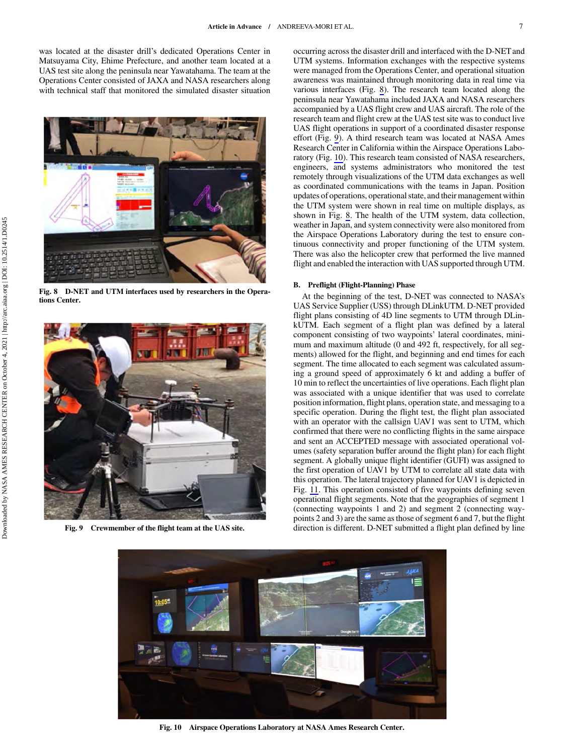was located at the disaster drill's dedicated Operations Center in Matsuyama City, Ehime Prefecture, and another team located at a UAS test site along the peninsula near Yawatahama. The team at the Operations Center consisted of JAXA and NASA researchers along with technical staff that monitored the simulated disaster situation occurring across the disaster drill and interfaced with the D-NET and UTM systems. Information exchanges with the respective systems were managed from the Operations Center, and operational situation awareness was maintained through monitoring data in real time via various interfaces (Fig. 8). The research team located along the peninsula near Yawatahama included JAXA and NASA researchers accompanied by a UAS flight crew and UAS aircraft. The role of the research team and flight crew at the UAS test site was to conduct live UAS flight operations in support of a coordinated disaster response effort (Fig. 9). A third research team was located at NASA Ames Research Center in California within the Airspace Operations Laboratory (Fig. 10). This research team consisted of NASA researchers, engineers, and systems administrators who monitored the test remotely through visualizations of the UTM data exchanges as well as coordinated communications with the teams in Japan. Position updates of operations, operational state, and their management within the UTM system were shown in real time on multiple displays, as shown in Fig. 8. The health of the UTM system, data collection, weather in Japan, and system connectivity were also monitored from the Airspace Operations Laboratory during the test to ensure continuous connectivity and proper functioning of the UTM system. There was also the helicopter crew that performed the live manned flight and enabled the interaction with UAS supported through UTM.

**Fig. 8 D-NET and UTM interfaces used by researchers in the Operations Center.**

**Fig. 9 Crewmember of the flight team at the UAS site.**

### B. Preflight (Flight-Planning) Phase

At the beginning of the test, D-NET was connected to NASA's UAS Service Supplier (USS) through DLinkUTM. D-NET provided flight plans consisting of 4D line segments to UTM through DLinkUTM. Each segment of a flight plan was defined by a lateral component consisting of two waypoints' lateral coordinates, minimum and maximum altitude (0 and 492 ft, respectively, for all segments) allowed for the flight, and beginning and end times for each segment. The time allocated to each segment was calculated assuming a ground speed of approximately 6 kt and adding a buffer of 10 min to reflect the uncertainties of live operations. Each flight plan was associated with a unique identifier that was used to correlate position information, flight plans, operation state, and messaging to a specific operation. During the flight test, the flight plan associated with an operator with the callsign UAV1 was sent to UTM, which confirmed that there were no conflicting flights in the same airspace and sent an ACCEPTED message with associated operational volumes (safety separation buffer around the flight plan) for each flight segment. A globally unique flight identifier (GUFI) was assigned to the first operation of UAV1 by UTM to correlate all state data with this operation. The lateral trajectory planned for UAV1 is depicted in Fig. 11. This operation consisted of five waypoints defining seven operational flight segments. Note that the geographies of segment 1 (connecting waypoints 1 and 2) and segment 2 (connecting waypoints 2 and 3) are the same as those of segment 6 and 7, but the flight direction is different. D-NET submitted a flight plan defined by line

**Fig. 10 Airspace Operations Laboratory at NASA Ames Research Center.**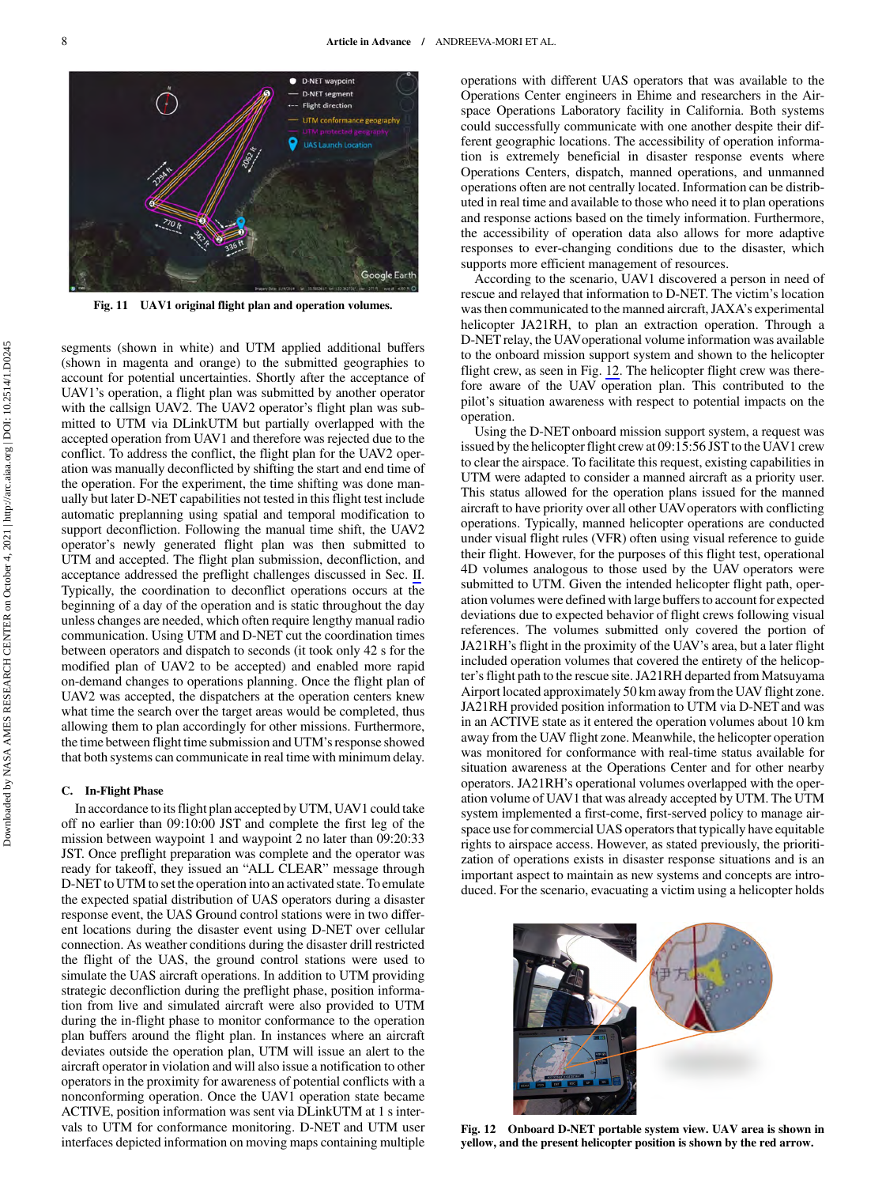Fig. 11 UAV1 original flight plan and operation volumes.

segments (shown in white) and UTM applied additional buffers (shown in magenta and orange) to the submitted geographies to account for potential uncertainties. Shortly after the acceptance of UAV1's operation, a flight plan was submitted by another operator with the callsign UAV2. The UAV2 operator's flight plan was submitted to UTM via DLinkUTM but partially overlapped with the accepted operation from UAV1 and therefore was rejected due to the conflict. To address the conflict, the flight plan for the UAV2 operation was manually deconflicted by shifting the start and end time of the operation. For the experiment, the time shifting was done manually but later D-NET capabilities not tested in this flight test include automatic preplanning using spatial and temporal modification to support deconfliction. Following the manual time shift, the UAV2 operator's newly generated flight plan was then submitted to UTM and accepted. The flight plan submission, deconfliction, and acceptance addressed the preflight challenges discussed in Sec. II. Typically, the coordination to deconflict operations occurs at the beginning of a day of the operation and is static throughout the day unless changes are needed, which often require lengthy manual radio communication. Using UTM and D-NET cut the coordination times between operators and dispatch to seconds (it took only 42 s for the modified plan of UAV2 to be accepted) and enabled more rapid on-demand changes to operations planning. Once the flight plan of UAV2 was accepted, the dispatchers at the operation centers knew what time the search over the target areas would be completed, thus allowing them to plan accordingly for other missions. Furthermore, the time between flight time submission and UTM's response showed that both systems can communicate in real time with minimum delay.

### C. In-Flight Phase

In accordance to its flight plan accepted by UTM, UAV1 could take off no earlier than 09:10:00 JST and complete the first leg of the mission between waypoint 1 and waypoint 2 no later than 09:20:33 JST. Once preflight preparation was complete and the operator was ready for takeoff, they issued an "ALL CLEAR" message through D-NET to UTM to set the operation into an activated state. To emulate the expected spatial distribution of UAS operators during a disaster response event, the UAS Ground control stations were in two different locations during the disaster event using D-NET over cellular connection. As weather conditions during the disaster drill restricted the flight of the UAS, the ground control stations were used to simulate the UAS aircraft operations. In addition to UTM providing strategic deconfliction during the preflight phase, position information from live and simulated aircraft were also provided to UTM during the in-flight phase to monitor conformance to the operation plan buffers around the flight plan. In instances where an aircraft deviates outside the operation plan, UTM will issue an alert to the aircraft operator in violation and will also issue a notification to other operators in the proximity for awareness of potential conflicts with a nonconforming operation. Once the UAV1 operation state became ACTIVE, position information was sent via DLinkUTM at 1 s intervals to UTM for conformance monitoring. D-NET and UTM user interfaces depicted information on moving maps containing multiple operations with different UAS operators that was available to the Operations Center engineers in Ehime and researchers in the Airspace Operations Laboratory facility in California. Both systems could successfully communicate with one another despite their different geographic locations. The accessibility of operation information is extremely beneficial in disaster response events where Operations Centers, dispatch, manned operations, and unmanned operations often are not centrally located. Information can be distributed in real time and available to those who need it to plan operations and response actions based on the timely information. Furthermore, the accessibility of operation data also allows for more adaptive responses to ever-changing conditions due to the disaster, which supports more efficient management of resources.

According to the scenario, UAV1 discovered a person in need of rescue and relayed that information to D-NET. The victim's location was then communicated to the manned aircraft, JAXA's experimental helicopter JA21RH, to plan an extraction operation. Through a D-NET relay, the UAV operational volume information was available to the onboard mission support system and shown to the helicopter flight crew, as seen in Fig. 12. The helicopter flight crew was therefore aware of the UAV operation plan. This contributed to the pilot's situation awareness with respect to potential impacts on the operation.

Using the D-NET onboard mission support system, a request was issued by the helicopter flight crew at 09:15:56 JST to the UAV1 crew to clear the airspace. To facilitate this request, existing capabilities in UTM were adapted to consider a manned aircraft as a priority user. This status allowed for the operation plans issued for the manned aircraft to have priority over all other UAV operators with conflicting operations. Typically, manned helicopter operations are conducted under visual flight rules (VFR) often using visual reference to guide their flight. However, for the purposes of this flight test, operational 4D volumes analogous to those used by the UAV operators were submitted to UTM. Given the intended helicopter flight path, operation volumes were defined with large buffers to account for expected deviations due to expected behavior of flight crews following visual references. The volumes submitted only covered the portion of JA21RH's flight in the proximity of the UAV's area, but a later flight included operation volumes that covered the entirety of the helicopter's flight path to the rescue site. JA21RH departed from Matsuyama Airport located approximately 50 km away from the UAV flight zone. JA21RH provided position information to UTM via D-NET and was in an ACTIVE state as it entered the operation volumes about 10 km away from the UAV flight zone. Meanwhile, the helicopter operation was monitored for conformance with real-time status available for situation awareness at the Operations Center and for other nearby operators. JA21RH's operational volumes overlapped with the operation volume of UAV1 that was already accepted by UTM. The UTM system implemented a first-come, first-served policy to manage airspace use for commercial UAS operators that typically have equitable rights to airspace access. However, as stated previously, the prioritization of operations exists in disaster response situations and is an important aspect to maintain as new systems and concepts are introduced. For the scenario, evacuating a victim using a helicopter holds

Fig. 12 Onboard D-NET portable system view. UAV area is shown in yellow, and the present helicopter position is shown by the red arrow.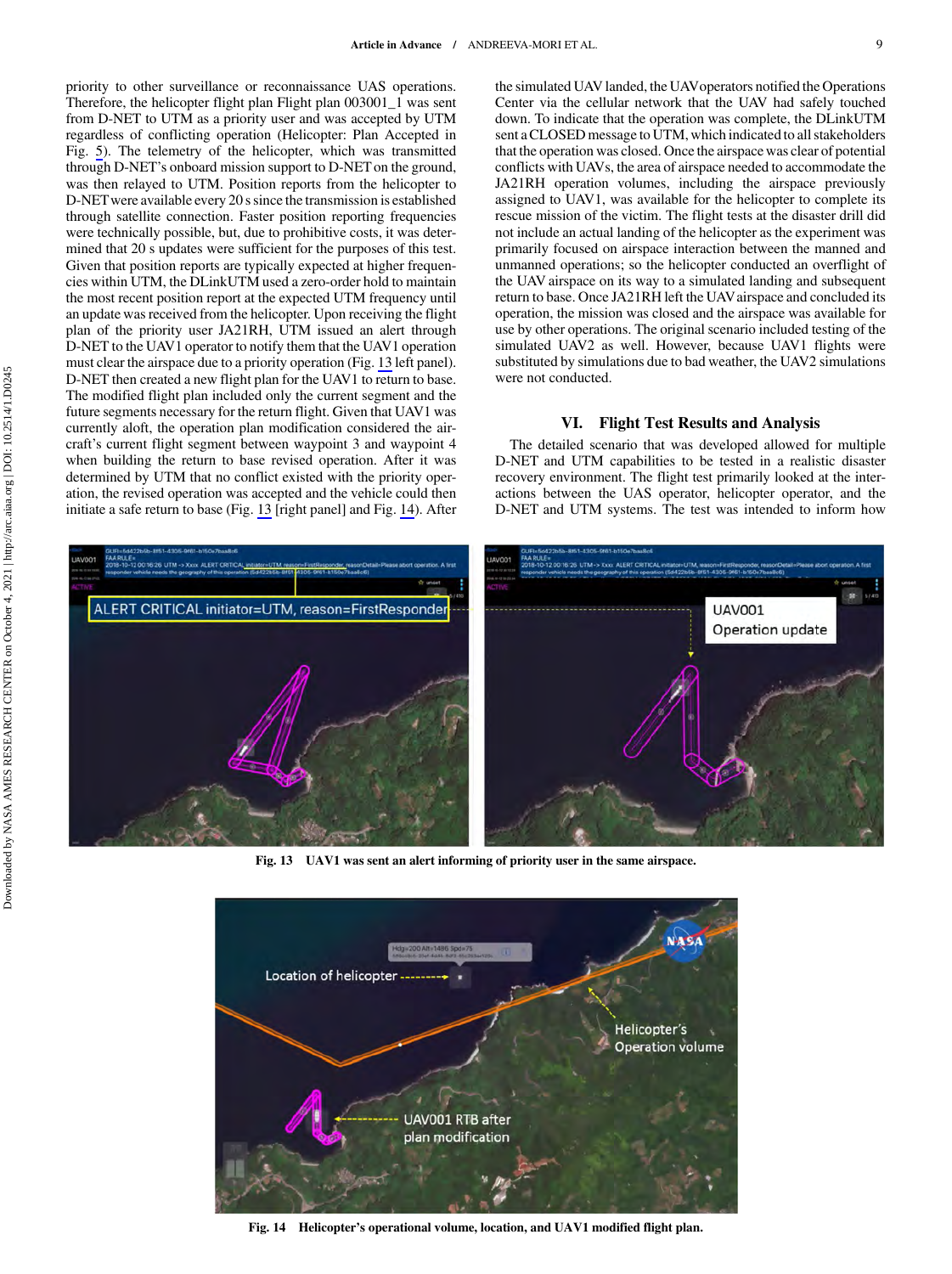priority to other surveillance or reconnaissance UAS operations. Therefore, the helicopter flight plan Flight plan 003001_1 was sent from D-NET to UTM as a priority user and was accepted by UTM regardless of conflicting operation (Helicopter: Plan Accepted in Fig. 5). The telemetry of the helicopter, which was transmitted through D-NET's onboard mission support to D-NET on the ground, was then relayed to UTM. Position reports from the helicopter to D-NET were available every 20 s since the transmission is established through satellite connection. Faster position reporting frequencies were technically possible, but, due to prohibitive costs, it was determined that 20 s updates were sufficient for the purposes of this test. Given that position reports are typically expected at higher frequencies within UTM, the DLinkUTM used a zero-order hold to maintain the most recent position report at the expected UTM frequency until an update was received from the helicopter. Upon receiving the flight plan of the priority user JA21RH, UTM issued an alert through D-NET to the UAV1 operator to notify them that the UAV1 operation must clear the airspace due to a priority operation (Fig. 13 left panel). D-NET then created a new flight plan for the UAV1 to return to base. The modified flight plan included only the current segment and the future segments necessary for the return flight. Given that UAV1 was currently aloft, the operation plan modification considered the aircraft's current flight segment between waypoint 3 and waypoint 4 when building the return to base revised operation. After it was determined by UTM that no conflict existed with the priority operation, the revised operation was accepted and the vehicle could then initiate a safe return to base (Fig. 13 [right panel] and Fig. 14). After the simulated UAV landed, the UAV operators notified the Operations Center via the cellular network that the UAV had safely touched down. To indicate that the operation was complete, the DLinkUTM sent a CLOSED message to UTM, which indicated to all stakeholders that the operation was closed. Once the airspace was clear of potential conflicts with UAVs, the area of airspace needed to accommodate the JA21RH operation volumes, including the airspace previously assigned to UAV1, was available for the helicopter to complete its rescue mission of the victim. The flight tests at the disaster drill did not include an actual landing of the helicopter as the experiment was primarily focused on airspace interaction between the manned and unmanned operations; so the helicopter conducted an overflight of the UAV airspace on its way to a simulated landing and subsequent return to base. Once JA21RH left the UAV airspace and concluded its operation, the mission was closed and the airspace was available for use by other operations. The original scenario included testing of the simulated UAV2 as well. However, because UAV1 flights were substituted by simulations due to bad weather, the UAV2 simulations were not conducted.

## VI. Flight Test Results and Analysis

The detailed scenario that was developed allowed for multiple D-NET and UTM capabilities to be tested in a realistic disaster recovery environment. The flight test primarily looked at the interactions between the UAS operator, helicopter operator, and the D-NET and UTM systems. The test was intended to inform how

**Fig. 13** UAV1 was sent an alert informing of priority user in the same airspace.

**Fig. 14** Helicopter's operational volume, location, and UAV1 modified flight plan.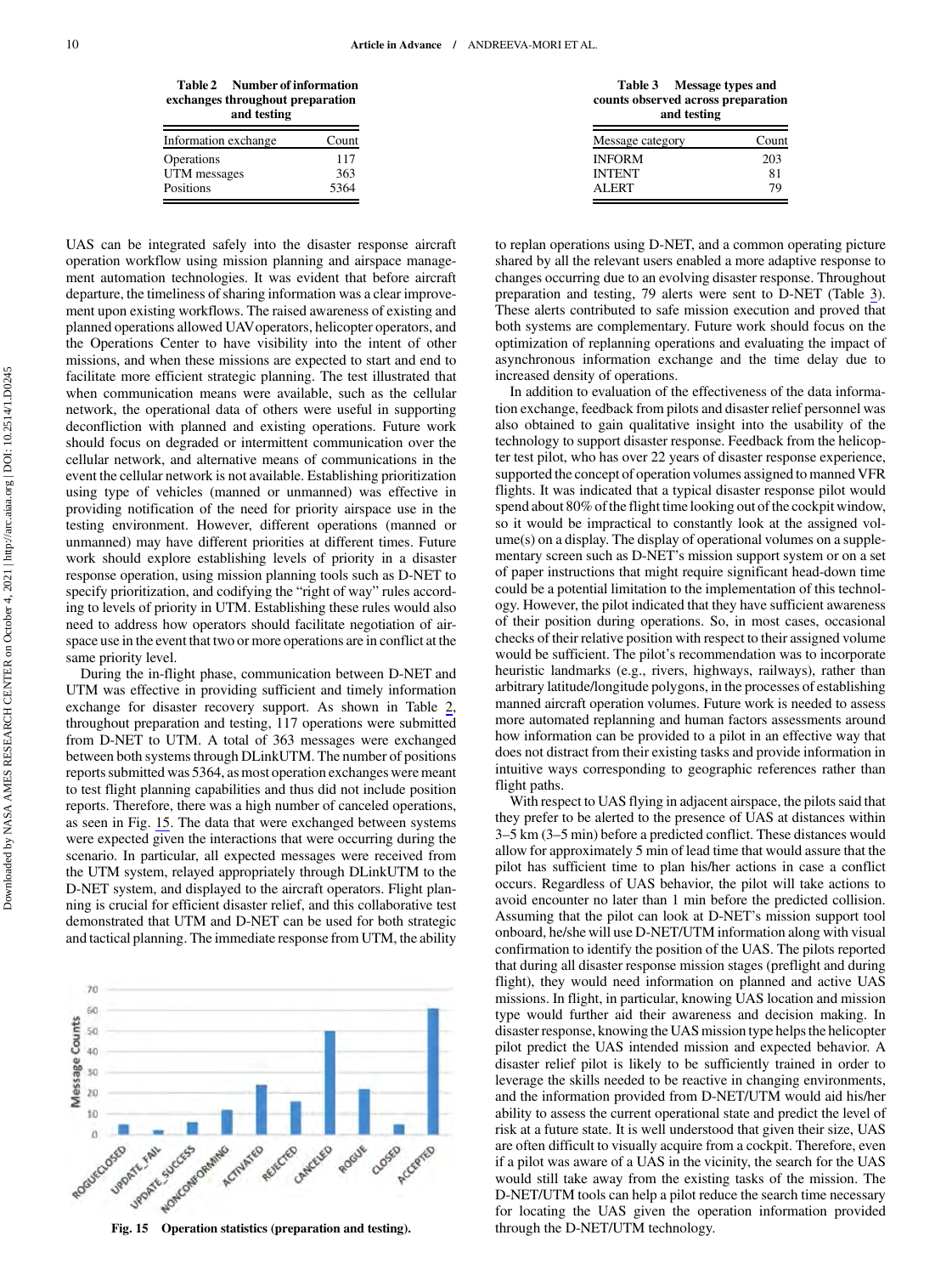**Table 2 Number of information exchanges throughout preparation and testing**

| Information exchange | Count |
|---|---|
| Operations | 117 |
| UTM messages | 363 |
| Positions | 5364 |

**Table 3 Message types and counts observed across preparation and testing**

| Message category | Count |
|---|---|
| INFORM | 203 |
| INTENT | 81 |
| ALERT | 79 |

UAS can be integrated safely into the disaster response aircraft operation workflow using mission planning and airspace management automation technologies. It was evident that before aircraft departure, the timeliness of sharing information was a clear improvement upon existing workflows. The raised awareness of existing and planned operations allowed UAV operators, helicopter operators, and the Operations Center to have visibility into the intent of other missions, and when these missions are expected to start and end to facilitate more efficient strategic planning. The test illustrated that when communication means were available, such as the cellular network, the operational data of others were useful in supporting deconfliction with planned and existing operations. Future work should focus on degraded or intermittent communication over the cellular network, and alternative means of communications in the event the cellular network is not available. Establishing prioritization using type of vehicles (manned or unmanned) was effective in providing notification of the need for priority airspace use in the testing environment. However, different operations (manned or unmanned) may have different priorities at different times. Future work should explore establishing levels of priority in a disaster response operation, using mission planning tools such as D-NET to specify prioritization, and codifying the "right of way" rules according to levels of priority in UTM. Establishing these rules would also need to address how operators should facilitate negotiation of airspace use in the event that two or more operations are in conflict at the same priority level.

During the in-flight phase, communication between D-NET and UTM was effective in providing sufficient and timely information exchange for disaster recovery support. As shown in Table 2, throughout preparation and testing, 117 operations were submitted from D-NET to UTM. A total of 363 messages were exchanged between both systems through DLinkUTM. The number of positions reports submitted was 5364, as most operation exchanges were meant to test flight planning capabilities and thus did not include position reports. Therefore, there was a high number of canceled operations, as seen in Fig. 15. The data that were exchanged between systems were expected given the interactions that were occurring during the scenario. In particular, all expected messages were received from the UTM system, relayed appropriately through DLinkUTM to the D-NET system, and displayed to the aircraft operators. Flight planning is crucial for efficient disaster relief, and this collaborative test demonstrated that UTM and D-NET can be used for both strategic and tactical planning. The immediate response from UTM, the ability to replan operations using D-NET, and a common operating picture shared by all the relevant users enabled a more adaptive response to changes occurring due to an evolving disaster response. Throughout preparation and testing, 79 alerts were sent to D-NET (Table 3). These alerts contributed to safe mission execution and proved that both systems are complementary. Future work should focus on the optimization of replanning operations and evaluating the impact of asynchronous information exchange and the time delay due to increased density of operations.

Fig. 15 Operation statistics (preparation and testing).

In addition to evaluation of the effectiveness of the data information exchange, feedback from pilots and disaster relief personnel was also obtained to gain qualitative insight into the usability of the technology to support disaster response. Feedback from the helicopter test pilot, who has over 22 years of disaster response experience, supported the concept of operation volumes assigned to manned VFR flights. It was indicated that a typical disaster response pilot would spend about 80% of the flight time looking out of the cockpit window, so it would be impractical to constantly look at the assigned volume(s) on a display. The display of operational volumes on a supplementary screen such as D-NET's mission support system or on a set of paper instructions that might require significant head-down time could be a potential limitation to the implementation of this technology. However, the pilot indicated that they have sufficient awareness of their position during operations. So, in most cases, occasional checks of their relative position with respect to their assigned volume would be sufficient. The pilot's recommendation was to incorporate heuristic landmarks (e.g., rivers, highways, railways), rather than arbitrary latitude/longitude polygons, in the processes of establishing manned aircraft operation volumes. Future work is needed to assess more automated replanning and human factors assessments around how information can be provided to a pilot in an effective way that does not distract from their existing tasks and provide information in intuitive ways corresponding to geographic references rather than flight paths.

With respect to UAS flying in adjacent airspace, the pilots said that they prefer to be alerted to the presence of UAS at distances within 3–5 km (3–5 min) before a predicted conflict. These distances would allow for approximately 5 min of lead time that would assure that the pilot has sufficient time to plan his/her actions in case a conflict occurs. Regardless of UAS behavior, the pilot will take actions to avoid encounter no later than 1 min before the predicted collision. Assuming that the pilot can look at D-NET's mission support tool onboard, he/she will use D-NET/UTM information along with visual confirmation to identify the position of the UAS. The pilots reported that during all disaster response mission stages (preflight and during flight), they would need information on planned and active UAS missions. In flight, in particular, knowing UAS location and mission type would further aid their awareness and decision making. In disaster response, knowing the UAS mission type helps the helicopter pilot predict the UAS intended mission and expected behavior. A disaster relief pilot is likely to be sufficiently trained in order to leverage the skills needed to be reactive in changing environments, and the information provided from D-NET/UTM would aid his/her ability to assess the current operational state and predict the level of risk at a future state. It is well understood that given their size, UAS are often difficult to visually acquire from a cockpit. Therefore, even if a pilot was aware of a UAS in the vicinity, the search for the UAS would still take away from the existing tasks of the mission. The D-NET/UTM tools can help a pilot reduce the search time necessary for locating the UAS given the operation information provided through the D-NET/UTM technology.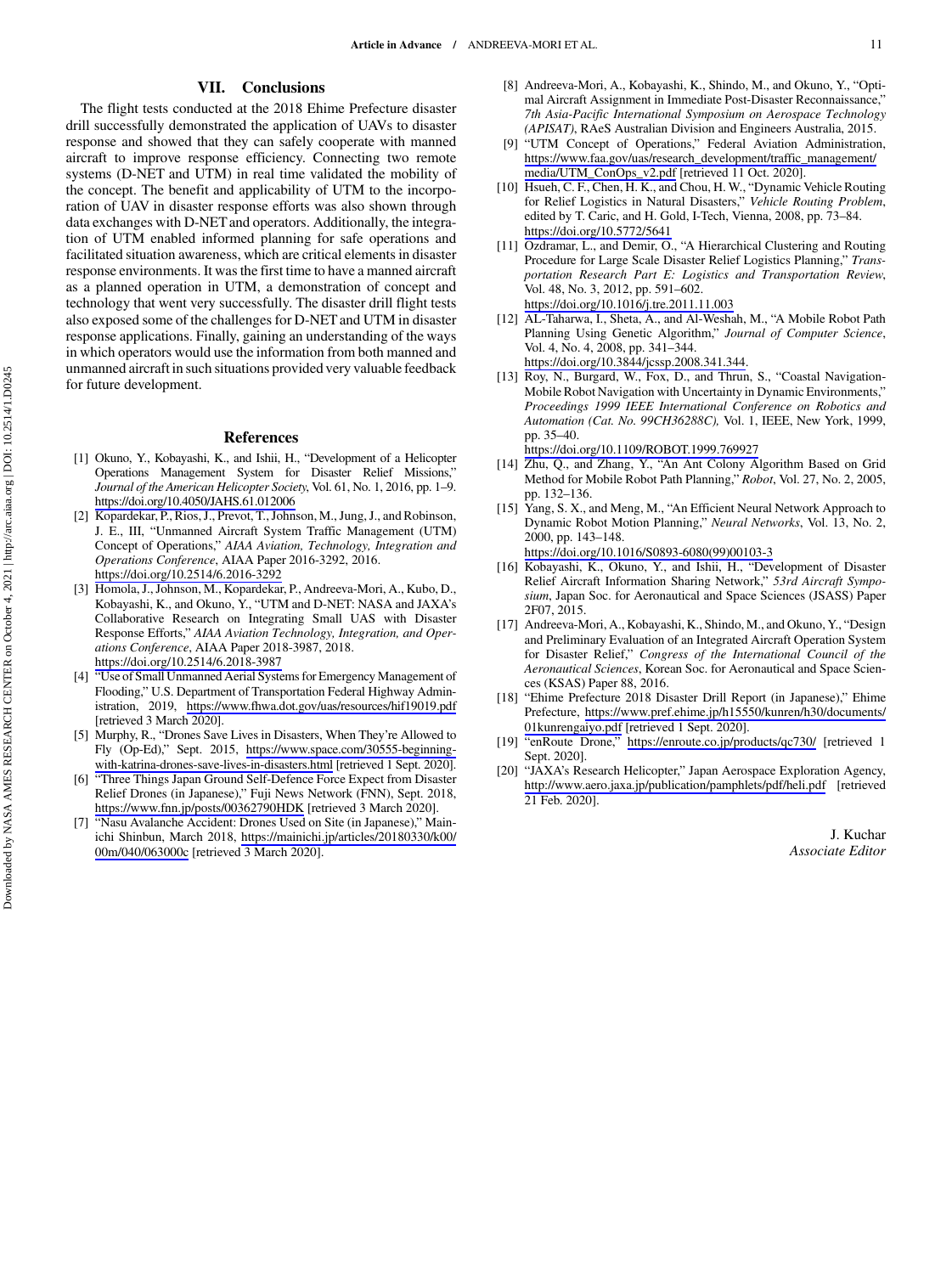## VII. Conclusions

The flight tests conducted at the 2018 Ehime Prefecture disaster drill successfully demonstrated the application of UAVs to disaster response and showed that they can safely cooperate with manned aircraft to improve response efficiency. Connecting two remote systems (D-NET and UTM) in real time validated the mobility of the concept. The benefit and applicability of UTM to the incorporation of UAV in disaster response efforts was also shown through data exchanges with D-NET and operators. Additionally, the integration of UTM enabled informed planning for safe operations and facilitated situation awareness, which are critical elements in disaster response environments. It was the first time to have a manned aircraft as a planned operation in UTM, a demonstration of concept and technology that went very successfully. The disaster drill flight tests also exposed some of the challenges for D-NET and UTM in disaster response applications. Finally, gaining an understanding of the ways in which operators would use the information from both manned and unmanned aircraft in such situations provided very valuable feedback for future development.

## References

[1] Okuno, Y., Kobayashi, K., and Ishii, H., "Development of a Helicopter Operations Management System for Disaster Relief Missions," *Journal of the American Helicopter Society*, Vol. 61, No. 1, 2016, pp. 1–9. https://doi.org/10.4050/JAHS.61.012006

[2] Kopardekar, P., Rios, J., Prevot, T., Johnson, M., Jung, J., and Robinson, J. E., III, "Unmanned Aircraft System Traffic Management (UTM) Concept of Operations," *AIAA Aviation, Technology, Integration and Operations Conference*, AIAA Paper 2016-3292, 2016. https://doi.org/10.2514/6.2016-3292

[3] Homola, J., Johnson, M., Kopardekar, P., Andreeva-Mori, A., Kubo, D., Kobayashi, K., and Okuno, Y., "UTM and D-NET: NASA and JAXA's Collaborative Research on Integrating Small UAS with Disaster Response Efforts," *AIAA Aviation Technology, Integration, and Operations Conference*, AIAA Paper 2018-3987, 2018. https://doi.org/10.2514/6.2018-3987

[4] "Use of Small Unmanned Aerial Systems for Emergency Management of Flooding," U.S. Department of Transportation Federal Highway Administration, 2019, https://www.fhwa.dot.gov/uas/resources/hif19019.pdf [retrieved 3 March 2020].

[5] Murphy, R., "Drones Save Lives in Disasters, When They're Allowed to Fly (Op-Ed)," Sept. 2015, https://www.space.com/30555-beginning-with-katrina-drones-save-lives-in-disasters.html [retrieved 1 Sept. 2020].

[6] "Three Things Japan Ground Self-Defence Force Expect from Disaster Relief Drones (in Japanese)," Fuji News Network (FNN), Sept. 2018, https://www.fnn.jp/posts/00362790HDK [retrieved 3 March 2020].

[7] "Nasu Avalanche Accident: Drones Used on Site (in Japanese)," Mainichi Shinbun, March 2018, https://mainichi.jp/articles/20180330/k00/00m/040/063000c [retrieved 3 March 2020].

[8] Andreeva-Mori, A., Kobayashi, K., Shindo, M., and Okuno, Y., "Optimal Aircraft Assignment in Immediate Post-Disaster Reconnaissance," *7th Asia-Pacific International Symposium on Aerospace Technology (APISAT)*, RAeS Australian Division and Engineers Australia, 2015.

[9] "UTM Concept of Operations," Federal Aviation Administration, https://www.faa.gov/uas/research_development/traffic_management/media/UTM_ConOps_v2.pdf [retrieved 11 Oct. 2020].

[10] Hsueh, C. F., Chen, H. K., and Chou, H. W., "Dynamic Vehicle Routing for Relief Logistics in Natural Disasters," *Vehicle Routing Problem*, edited by T. Caric, and H. Gold, I-Tech, Vienna, 2008, pp. 73–84. https://doi.org/10.5772/5641

[11] Özdamar, L., and Demir, O., "A Hierarchical Clustering and Routing Procedure for Large Scale Disaster Relief Logistics Planning," *Transportation Research Part E: Logistics and Transportation Review*, Vol. 48, No. 3, 2012, pp. 591–602. https://doi.org/10.1016/j.tre.2011.11.003

[12] AL-Taharwa, I., Sheta, A., and Al-Weshah, M., "A Mobile Robot Path Planning Using Genetic Algorithm," *Journal of Computer Science*, Vol. 4, No. 4, 2008, pp. 341–344. https://doi.org/10.3844/jcssp.2008.341.344.

[13] Roy, N., Burgard, W., Fox, D., and Thrun, S., "Coastal Navigation-Mobile Robot Navigation with Uncertainty in Dynamic Environments," *Proceedings 1999 IEEE International Conference on Robotics and Automation (Cat. No. 99CH36288C)*, Vol. 1, IEEE, New York, 1999, pp. 35–40. https://doi.org/10.1109/ROBOT.1999.769927

[14] Zhu, Q., and Zhang, Y., "An Ant Colony Algorithm Based on Grid Method for Mobile Robot Path Planning," *Robot*, Vol. 27, No. 2, 2005, pp. 132–136.

[15] Yang, S. X., and Meng, M., "An Efficient Neural Network Approach to Dynamic Robot Motion Planning," *Neural Networks*, Vol. 13, No. 2, 2000, pp. 143–148. https://doi.org/10.1016/S0893-6080(99)00103-3

[16] Kobayashi, K., Okuno, Y., and Ishii, H., "Development of Disaster Relief Aircraft Information Sharing Network," *53rd Aircraft Symposium*, Japan Soc. for Aeronautical and Space Sciences (JSASS) Paper 2F07, 2015.

[17] Andreeva-Mori, A., Kobayashi, K., Shindo, M., and Okuno, Y., "Design and Preliminary Evaluation of an Integrated Aircraft Operation System for Disaster Relief," *Congress of the International Council of the Aeronautical Sciences*, Korean Soc. for Aeronautical and Space Sciences (KSAS) Paper 88, 2016.

[18] "Ehime Prefecture 2018 Disaster Drill Report (in Japanese)," Ehime Prefecture, https://www.pref.ehime.jp/h15550/kunren/h30/documents/01kunrengaiyo.pdf [retrieved 1 Sept. 2020].

[19] "enRoute Drone," https://enroute.co.jp/products/qc730/ [retrieved 1 Sept. 2020].

[20] "JAXA's Research Helicopter," Japan Aerospace Exploration Agency, http://www.aero.jaxa.jp/publication/pamphlets/pdf/heli.pdf [retrieved 21 Feb. 2020].

J. Kuchar
*Associate Editor*